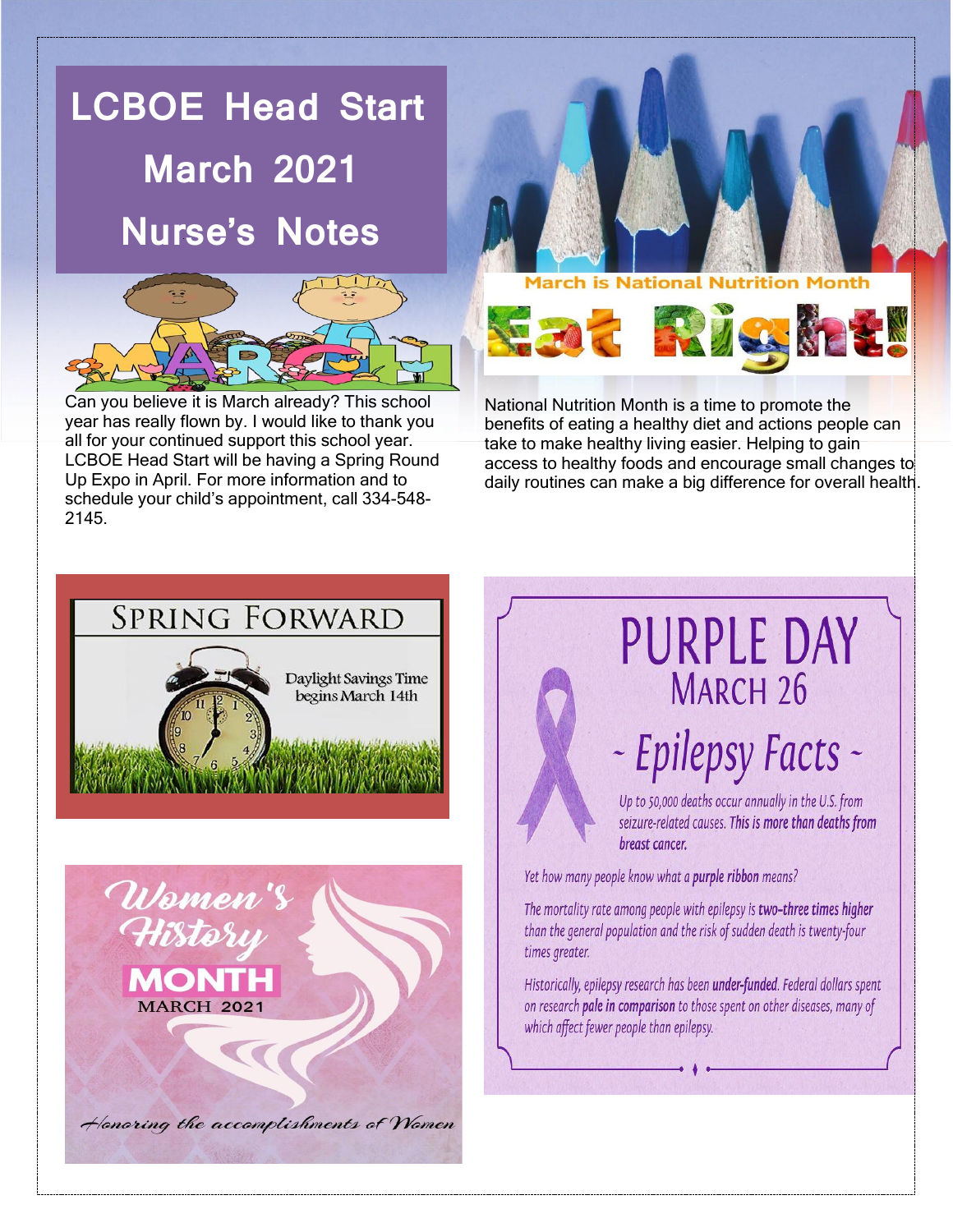# LCBOE Head Start March 2021 Nurse's Notes

MARCH

Can you believe it is March already? This school year has really flown by. I would like to thank you all for your continued support this school year. LCBOE Head Start will be having a Spring Round Up Expo in April. For more information and to schedule your child's appointment, call 334-548-2145.

## March is National Nutrition Month

## Eat Right!

National Nutrition Month is a time to promote the benefits of eating a healthy diet and actions people can take to make healthy living easier. Helping to gain access to healthy foods and encourage small changes to daily routines can make a big difference for overall health.

## Spring Forward

Daylight Savings Time begins March 14th

## Purple Day

### March 26

### ~ Epilepsy Facts ~

*Up to 50,000 deaths occur annually in the U.S. from seizure-related causes.* ***This is more than deaths from breast cancer.***

*Yet how many people know what a* ***purple ribbon*** *means?*

*The mortality rate among people with epilepsy is* ***two-three times higher*** *than the general population and the risk of sudden death is twenty-four times greater.*

*Historically, epilepsy research has been* ***under-funded****. Federal dollars spent on research* ***pale in comparison*** *to those spent on other diseases, many of which affect fewer people than epilepsy.*

## Women's History Month

MARCH 2021

*Honoring the accomplishments of Women*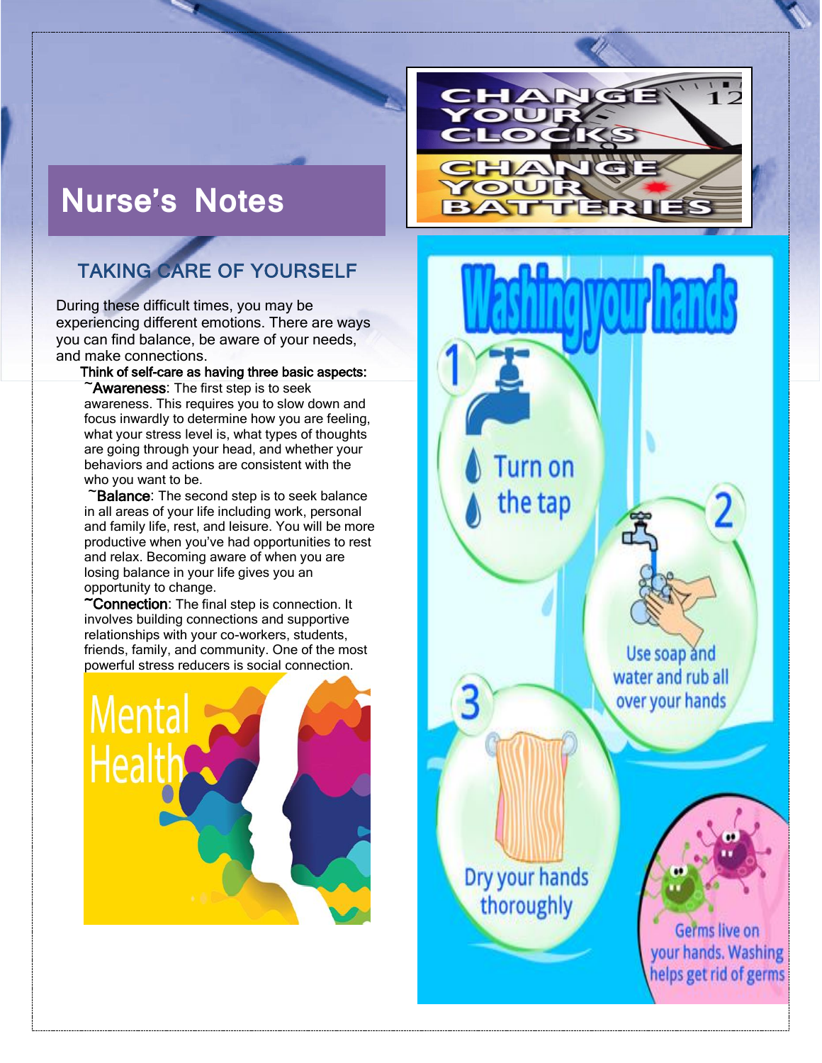# Nurse's Notes

## TAKING CARE OF YOURSELF

During these difficult times, you may be experiencing different emotions. There are ways you can find balance, be aware of your needs, and make connections.

Think of self-care as having three basic aspects:

~**Awareness**: The first step is to seek awareness. This requires you to slow down and focus inwardly to determine how you are feeling, what your stress level is, what types of thoughts are going through your head, and whether your behaviors and actions are consistent with the who you want to be.

~**Balance**: The second step is to seek balance in all areas of your life including work, personal and family life, rest, and leisure. You will be more productive when you've had opportunities to rest and relax. Becoming aware of when you are losing balance in your life gives you an opportunity to change.

~**Connection**: The final step is connection. It involves building connections and supportive relationships with your co-workers, students, friends, family, and community. One of the most powerful stress reducers is social connection.

Mental Health

CHANGE YOUR CLOCKS
CHANGE YOUR BATTERIES

## Washing your hands

1. Turn on the tap
2. Use soap and water and rub all over your hands
3. Dry your hands thoroughly

Germs live on your hands. Washing helps get rid of germs